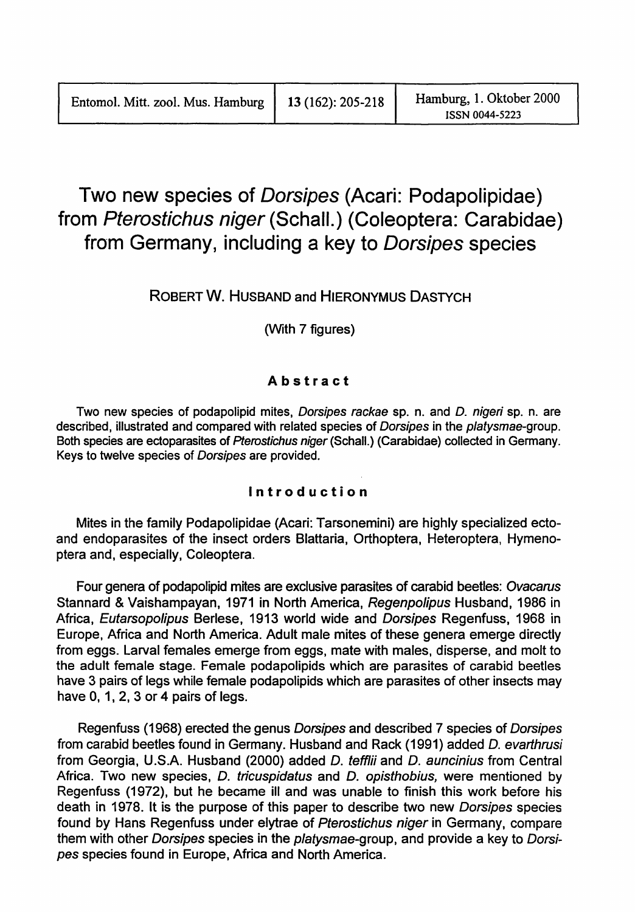# Two new species of *Dorsipes* (Acari: Podapolipidae) from *Pterostichus niger* (Schall.) (Coleoptera: Carabidae) from Germany, including a key to *Dorsipes* species

ROBERT W. HUSBAND and HIERONYMUS DASTYCH

(With 7 figures)

## Abstract

Two new species of podapolipid mites, *Dorsipes rackae* sp. n. and *D. nigeri* sp. n. are described, illustrated and compared with related species of *Dorsipes* in the *platysmae*-group. Both species are ectoparasites of *Pterostichus niger* (Schall.) (Carabidae) collected in Germany. Keys to twelve species of *Dorsipes* are provided.

## Introduction

Mites in the family Podapolipidae (Acari: Tarsonemini) are highly specialized ecto- and endoparasites of the insect orders Blattaria, Orthoptera, Heteroptera, Hymenoptera and, especially, Coleoptera.

Four genera of podapolipid mites are exclusive parasites of carabid beetles: *Ovacarus* Stannard & Vaishampayan, 1971 in North America, *Regenpolipus* Husband, 1986 in Africa, *Eutarsopolipus* Berlese, 1913 world wide and *Dorsipes* Regenfuss, 1968 in Europe, Africa and North America. Adult male mites of these genera emerge directly from eggs. Larval females emerge from eggs, mate with males, disperse, and molt to the adult female stage. Female podapolipids which are parasites of carabid beetles have 3 pairs of legs while female podapolipids which are parasites of other insects may have 0, 1, 2, 3 or 4 pairs of legs.

Regenfuss (1968) erected the genus *Dorsipes* and described 7 species of *Dorsipes* from carabid beetles found in Germany. Husband and Rack (1991) added *D. evarthrusi* from Georgia, U.S.A. Husband (2000) added *D. tefflii* and *D. auncinius* from Central Africa. Two new species, *D. tricuspidatus* and *D. opisthobius,* were mentioned by Regenfuss (1972), but he became ill and was unable to finish this work before his death in 1978. It is the purpose of this paper to describe two new *Dorsipes* species found by Hans Regenfuss under elytrae of *Pterostichus niger* in Germany, compare them with other *Dorsipes* species in the *platysmae*-group, and provide a key to *Dorsipes* species found in Europe, Africa and North America.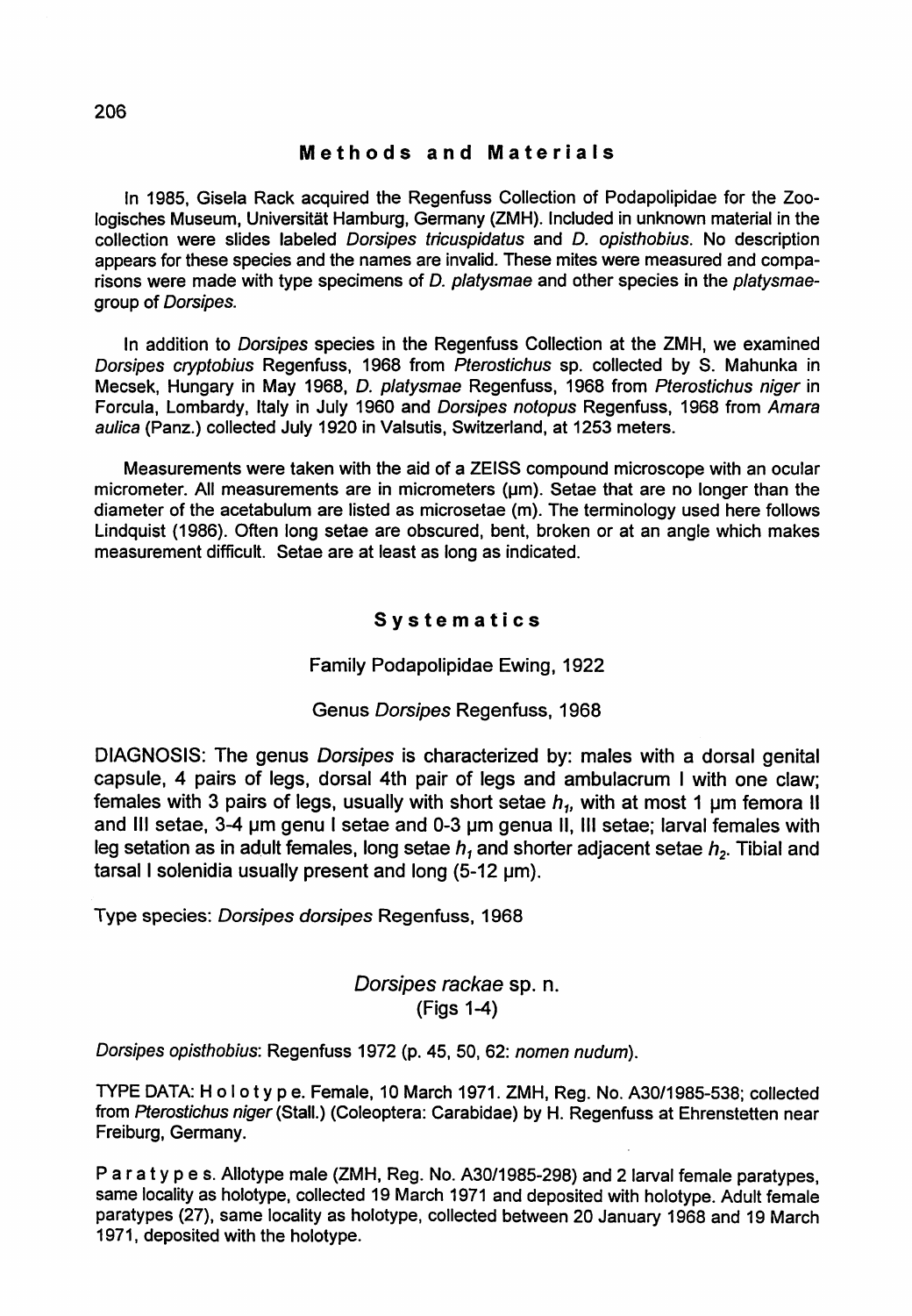## Methods and Materials

In 1985, Gisela Rack acquired the Regenfuss Collection of Podapolipidae for the Zoologisches Museum, Universität Hamburg, Germany (ZMH). Included in unknown material in the collection were slides labeled *Dorsipes tricuspidatus* and *D. opisthobius*. No description appears for these species and the names are invalid. These mites were measured and comparisons were made with type specimens of *D. platysmae* and other species in the *platysmae*-group of *Dorsipes*.

In addition to *Dorsipes* species in the Regenfuss Collection at the ZMH, we examined *Dorsipes cryptobius* Regenfuss, 1968 from *Pterostichus* sp. collected by S. Mahunka in Mecsek, Hungary in May 1968, *D. platysmae* Regenfuss, 1968 from *Pterostichus niger* in Forcula, Lombardy, Italy in July 1960 and *Dorsipes notopus* Regenfuss, 1968 from *Amara aulica* (Panz.) collected July 1920 in Valsutis, Switzerland, at 1253 meters.

Measurements were taken with the aid of a ZEISS compound microscope with an ocular micrometer. All measurements are in micrometers (μm). Setae that are no longer than the diameter of the acetabulum are listed as microsetae (m). The terminology used here follows Lindquist (1986). Often long setae are obscured, bent, broken or at an angle which makes measurement difficult. Setae are at least as long as indicated.

## Systematics

### Family Podapolipidae Ewing, 1922

### Genus *Dorsipes* Regenfuss, 1968

DIAGNOSIS: The genus *Dorsipes* is characterized by: males with a dorsal genital capsule, 4 pairs of legs, dorsal 4th pair of legs and ambulacrum I with one claw; females with 3 pairs of legs, usually with short setae $h_1$, with at most 1 μm femora II and III setae, 3-4 μm genu I setae and 0-3 μm genua II, III setae; larval females with leg setation as in adult females, long setae $h_1$ and shorter adjacent setae $h_2$. Tibial and tarsal I solenidia usually present and long (5-12 μm).

Type species: *Dorsipes dorsipes* Regenfuss, 1968

### *Dorsipes rackae* sp. n. (Figs 1-4)

*Dorsipes opisthobius*: Regenfuss 1972 (p. 45, 50, 62: *nomen nudum*).

TYPE DATA: Holotype. Female, 10 March 1971. ZMH, Reg. No. A30/1985-538; collected from *Pterostichus niger* (Stall.) (Coleoptera: Carabidae) by H. Regenfuss at Ehrenstetten near Freiburg, Germany.

Paratypes. Allotype male (ZMH, Reg. No. A30/1985-298) and 2 larval female paratypes, same locality as holotype, collected 19 March 1971 and deposited with holotype. Adult female paratypes (27), same locality as holotype, collected between 20 January 1968 and 19 March 1971, deposited with the holotype.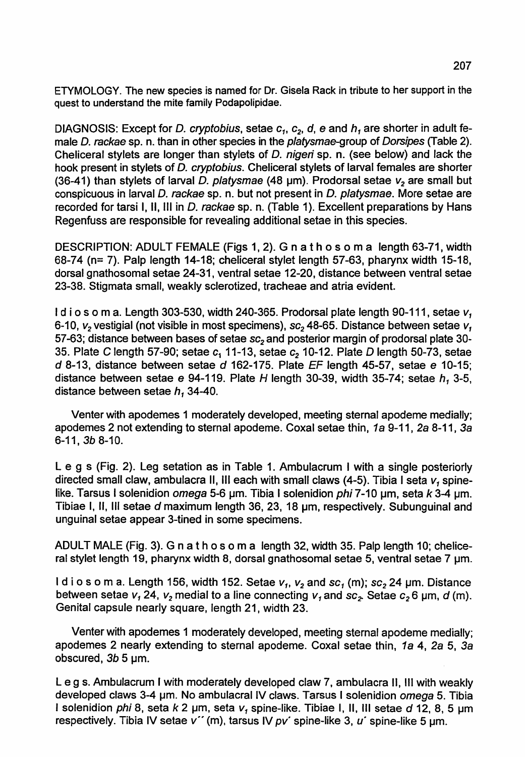ETYMOLOGY. The new species is named for Dr. Gisela Rack in tribute to her support in the quest to understand the mite family Podapolipidae.

DIAGNOSIS: Except for *D. cryptobius*, setae $c_1$, $c_2$, $d$, $e$ and $h_1$ are shorter in adult female *D. rackae* sp. n. than in other species in the *platysmae*-group of *Dorsipes* (Table 2). Cheliceral stylets are longer than stylets of *D. nigeri* sp. n. (see below) and lack the hook present in stylets of *D. cryptobius*. Cheliceral stylets of larval females are shorter (36-41) than stylets of larval *D. platysmae* (48 µm). Prodorsal setae $v_2$ are small but conspicuous in larval *D. rackae* sp. n. but not present in *D. platysmae*. More setae are recorded for tarsi I, II, III in *D. rackae* sp. n. (Table 1). Excellent preparations by Hans Regenfuss are responsible for revealing additional setae in this species.

DESCRIPTION: ADULT FEMALE (Figs 1, 2). G n a t h o s o m a length 63-71, width 68-74 (n= 7). Palp length 14-18; cheliceral stylet length 57-63, pharynx width 15-18, dorsal gnathosomal setae 24-31, ventral setae 12-20, distance between ventral setae 23-38. Stigmata small, weakly sclerotized, tracheae and atria evident.

I d i o s o m a. Length 303-530, width 240-365. Prodorsal plate length 90-111, setae $v_1$ 6-10, $v_2$ vestigial (not visible in most specimens), $sc_2$ 48-65. Distance between setae $v_1$ 57-63; distance between bases of setae $sc_2$ and posterior margin of prodorsal plate 30-35. Plate *C* length 57-90; setae $c_1$ 11-13, setae $c_2$ 10-12. Plate *D* length 50-73, setae *d* 8-13, distance between setae *d* 162-175. Plate *EF* length 45-57, setae *e* 10-15; distance between setae *e* 94-119. Plate *H* length 30-39, width 35-74; setae $h_1$ 3-5, distance between setae $h_1$ 34-40.

Venter with apodemes 1 moderately developed, meeting sternal apodeme medially; apodemes 2 not extending to sternal apodeme. Coxal setae thin, *1a* 9-11, *2a* 8-11, *3a* 6-11, *3b* 8-10.

L e g s (Fig. 2). Leg setation as in Table 1. Ambulacrum I with a single posteriorly directed small claw, ambulacra II, III each with small claws (4-5). Tibia I seta $v_1$ spine-like. Tarsus I solenidion *omega* 5-6 µm. Tibia I solenidion *phi* 7-10 µm, seta *k* 3-4 µm. Tibiae I, II, III setae *d* maximum length 36, 23, 18 µm, respectively. Subunguinal and unguinal setae appear 3-tined in some specimens.

ADULT MALE (Fig. 3). G n a t h o s o m a length 32, width 35. Palp length 10; cheliceral stylet length 19, pharynx width 8, dorsal gnathosomal setae 5, ventral setae 7 µm.

I d i o s o m a. Length 156, width 152. Setae $v_1$, $v_2$ and $sc_1$ (m); $sc_2$ 24 µm. Distance between setae $v_1$ 24, $v_2$ medial to a line connecting $v_1$ and $sc_2$. Setae $c_2$ 6 µm, *d* (m). Genital capsule nearly square, length 21, width 23.

Venter with apodemes 1 moderately developed, meeting sternal apodeme medially; apodemes 2 nearly extending to sternal apodeme. Coxal setae thin, *1a* 4, *2a* 5, *3a* obscured, *3b* 5 µm.

L e g s. Ambulacrum I with moderately developed claw 7, ambulacra II, III with weakly developed claws 3-4 µm. No ambulacral IV claws. Tarsus I solenidion *omega* 5. Tibia I solenidion *phi* 8, seta *k* 2 µm, seta $v_1$ spine-like. Tibiae I, II, III setae *d* 12, 8, 5 µm respectively. Tibia IV setae $v''$ (m), tarsus IV $pv'$ spine-like 3, $u'$ spine-like 5 µm.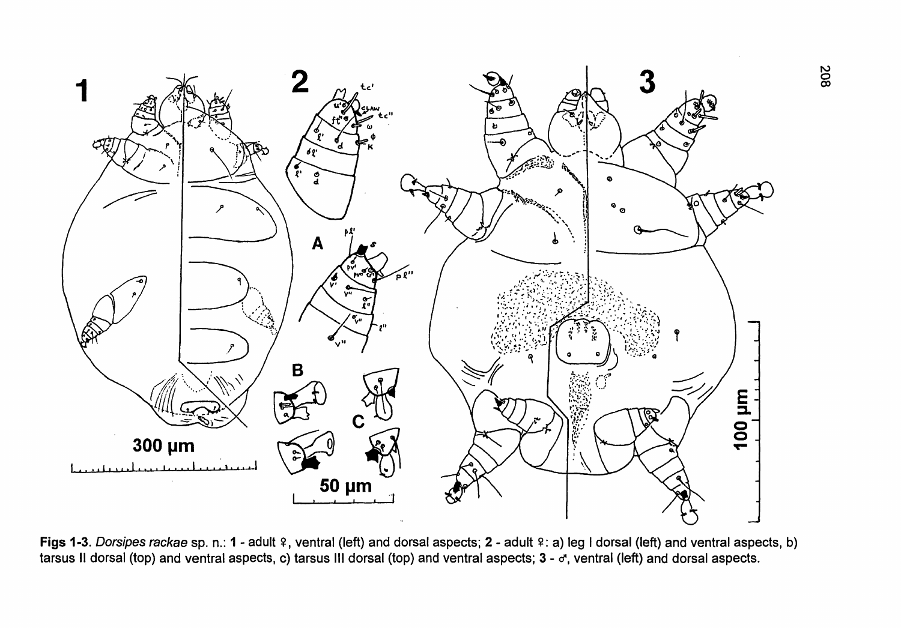**Figs 1-3**. *Dorsipes rackae* sp. n.: **1** - adult ♀, ventral (left) and dorsal aspects; **2** - adult ♀: a) leg I dorsal (left) and ventral aspects, b) tarsus II dorsal (top) and ventral aspects, c) tarsus III dorsal (top) and ventral aspects; **3** - ♂, ventral (left) and dorsal aspects.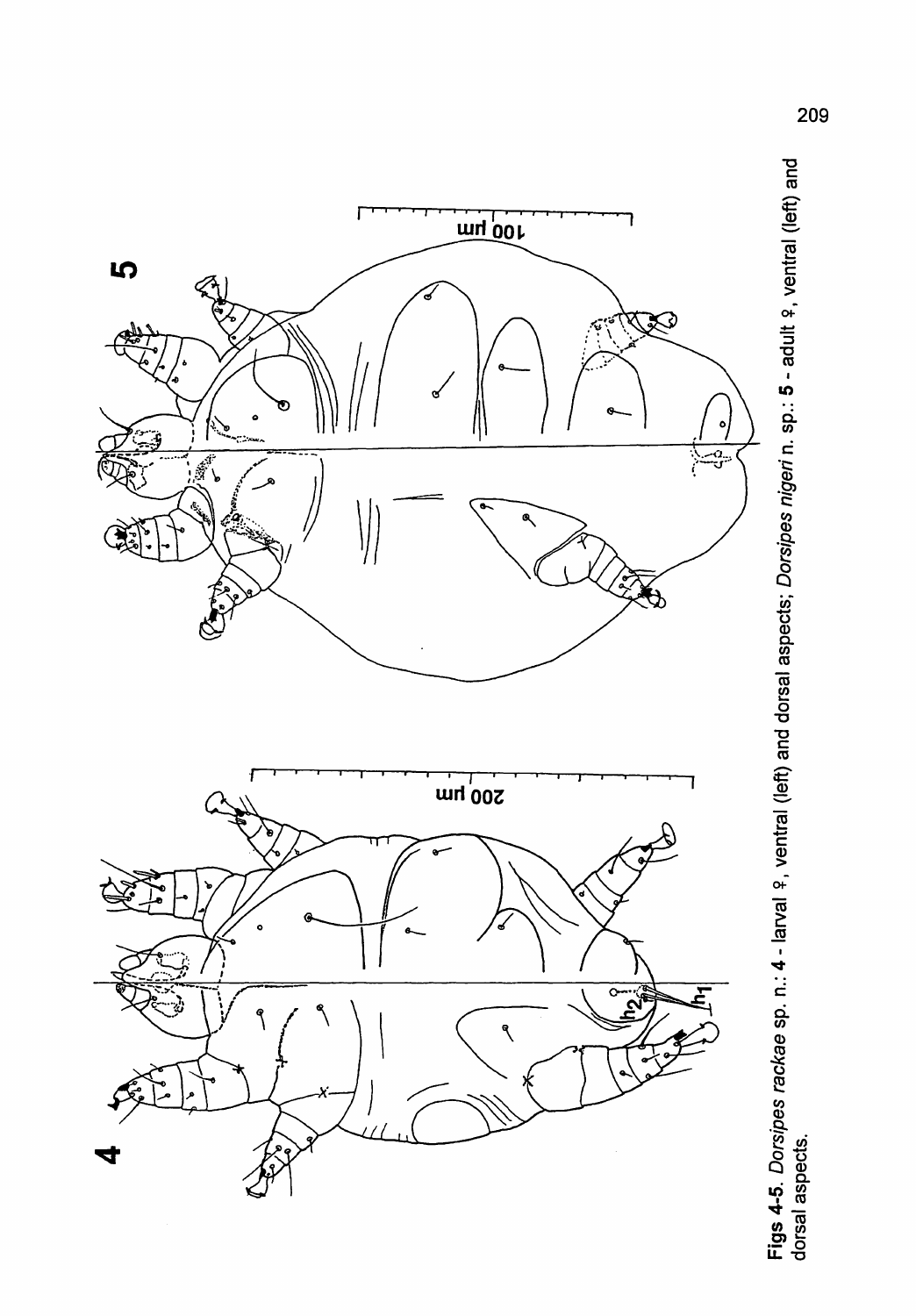**Figs 4-5.** *Dorsipes rackae* sp. n.: **4** - larval ♀, ventral (left) and dorsal aspects; *Dorsipes nigeri* n. sp.: **5** - adult ♀, ventral (left) and dorsal aspects.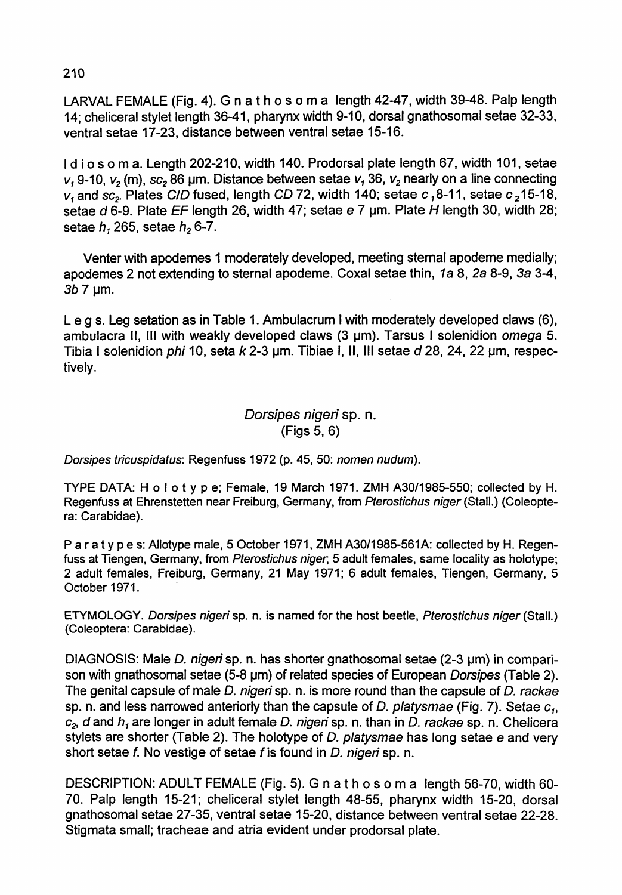LARVAL FEMALE (Fig. 4). G n a t h o s o m a length 42-47, width 39-48. Palp length 14; cheliceral stylet length 36-41, pharynx width 9-10, dorsal gnathosomal setae 32-33, ventral setae 17-23, distance between ventral setae 15-16.

I d i o s o m a. Length 202-210, width 140. Prodorsal plate length 67, width 101, setae $v_1$ 9-10, $v_2$ (m), $sc_2$ 86 µm. Distance between setae $v_1$ 36, $v_2$ nearly on a line connecting $v_1$ and $sc_2$. Plates *C*/*D* fused, length *CD* 72, width 140; setae $c_1$ 8-11, setae $c_2$ 15-18, setae *d* 6-9. Plate *EF* length 26, width 47; setae *e* 7 µm. Plate *H* length 30, width 28; setae $h_1$ 265, setae $h_2$ 6-7.

Venter with apodemes 1 moderately developed, meeting sternal apodeme medially; apodemes 2 not extending to sternal apodeme. Coxal setae thin, *1a* 8, *2a* 8-9, *3a* 3-4, *3b* 7 µm.

L e g s. Leg setation as in Table 1. Ambulacrum I with moderately developed claws (6), ambulacra II, III with weakly developed claws (3 µm). Tarsus I solenidion *omega* 5. Tibia I solenidion *phi* 10, seta *k* 2-3 µm. Tibiae I, II, III setae *d* 28, 24, 22 µm, respectively.

## *Dorsipes nigeri* sp. n.
(Figs 5, 6)

*Dorsipes tricuspidatus*: Regenfuss 1972 (p. 45, 50: *nomen nudum*).

TYPE DATA: H o l o t y p e; Female, 19 March 1971. ZMH A30/1985-550; collected by H. Regenfuss at Ehrenstetten near Freiburg, Germany, from *Pterostichus niger* (Stall.) (Coleoptera: Carabidae).

P a r a t y p e s: Allotype male, 5 October 1971, ZMH A30/1985-561A: collected by H. Regenfuss at Tiengen, Germany, from *Pterostichus niger*, 5 adult females, same locality as holotype; 2 adult females, Freiburg, Germany, 21 May 1971; 6 adult females, Tiengen, Germany, 5 October 1971.

ETYMOLOGY. *Dorsipes nigeri* sp. n. is named for the host beetle, *Pterostichus niger* (Stall.) (Coleoptera: Carabidae).

DIAGNOSIS: Male *D. nigeri* sp. n. has shorter gnathosomal setae (2-3 µm) in comparison with gnathosomal setae (5-8 µm) of related species of European *Dorsipes* (Table 2). The genital capsule of male *D. nigeri* sp. n. is more round than the capsule of *D. rackae* sp. n. and less narrowed anteriorly than the capsule of *D. platysmae* (Fig. 7). Setae $c_1$, $c_2$, *d* and $h_1$ are longer in adult female *D. nigeri* sp. n. than in *D. rackae* sp. n. Chelicera stylets are shorter (Table 2). The holotype of *D. platysmae* has long setae *e* and very short setae *f*. No vestige of setae *f* is found in *D. nigeri* sp. n.

DESCRIPTION: ADULT FEMALE (Fig. 5). G n a t h o s o m a length 56-70, width 60-70. Palp length 15-21; cheliceral stylet length 48-55, pharynx width 15-20, dorsal gnathosomal setae 27-35, ventral setae 15-20, distance between ventral setae 22-28. Stigmata small; tracheae and atria evident under prodorsal plate.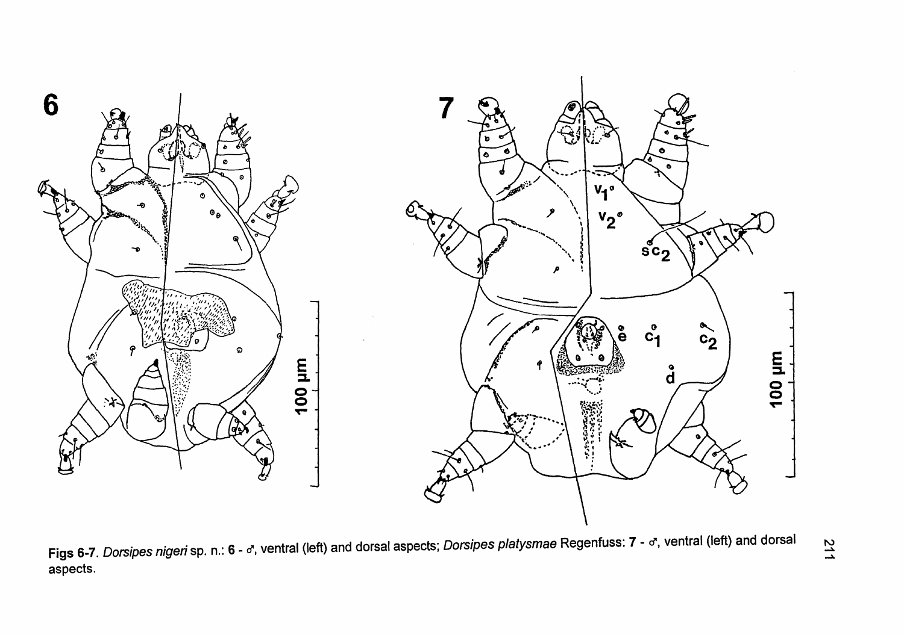**Figs 6-7**. *Dorsipes nigeri* sp. n.: **6** - ♂, ventral (left) and dorsal aspects; *Dorsipes platysmae* Regenfuss: **7** - ♂, ventral (left) and dorsal aspects.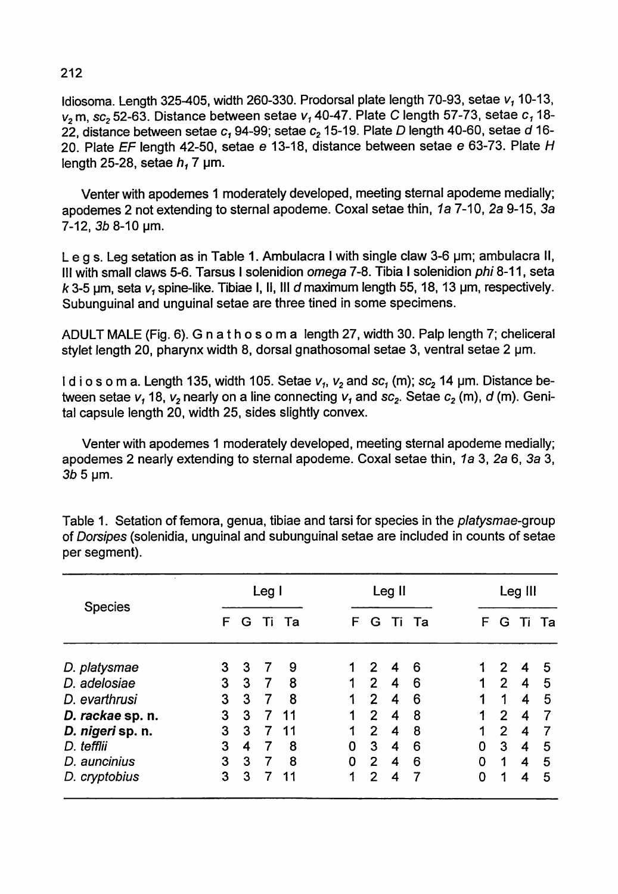Idiosoma. Length 325-405, width 260-330. Prodorsal plate length 70-93, setae $v_1$ 10-13, $v_2$ m, $sc_2$ 52-63. Distance between setae $v_1$ 40-47. Plate *C* length 57-73, setae $c_1$ 18-22, distance between setae $c_1$ 94-99; setae $c_2$ 15-19. Plate *D* length 40-60, setae *d* 16-20. Plate *EF* length 42-50, setae *e* 13-18, distance between setae *e* 63-73. Plate *H* length 25-28, setae $h_1$ 7 µm.

Venter with apodemes 1 moderately developed, meeting sternal apodeme medially; apodemes 2 not extending to sternal apodeme. Coxal setae thin, *1a* 7-10, *2a* 9-15, *3a* 7-12, *3b* 8-10 µm.

L e g s. Leg setation as in Table 1. Ambulacra I with single claw 3-6 µm; ambulacra II, III with small claws 5-6. Tarsus I solenidion *omega* 7-8. Tibia I solenidion *phi* 8-11, seta *k* 3-5 µm, seta $v_1$ spine-like. Tibiae I, II, III *d* maximum length 55, 18, 13 µm, respectively. Subunguinal and unguinal setae are three tined in some specimens.

ADULT MALE (Fig. 6). G n a t h o s o m a length 27, width 30. Palp length 7; cheliceral stylet length 20, pharynx width 8, dorsal gnathosomal setae 3, ventral setae 2 µm.

I d i o s o m a. Length 135, width 105. Setae $v_1$, $v_2$ and $sc_1$ (m); $sc_2$ 14 µm. Distance between setae $v_1$ 18, $v_2$ nearly on a line connecting $v_1$ and $sc_2$. Setae $c_2$ (m), *d* (m). Genital capsule length 20, width 25, sides slightly convex.

Venter with apodemes 1 moderately developed, meeting sternal apodeme medially; apodemes 2 nearly extending to sternal apodeme. Coxal setae thin, *1a* 3, *2a* 6, *3a* 3, *3b* 5 µm.

Table 1. Setation of femora, genua, tibiae and tarsi for species in the *platysmae*-group of *Dorsipes* (solenidia, unguinal and subunguinal setae are included in counts of setae per segment).

| Species | Leg I | | | | Leg II | | | | Leg III | | | |
|---|---|---|---|---|---|---|---|---|---|---|---|---|
| | F | G | Ti | Ta | F | G | Ti | Ta | F | G | Ti | Ta |
| *D. platysmae* | 3 | 3 | 7 | 9 | 1 | 2 | 4 | 6 | 1 | 2 | 4 | 5 |
| *D. adelosiae* | 3 | 3 | 7 | 8 | 1 | 2 | 4 | 6 | 1 | 2 | 4 | 5 |
| *D. evarthrusi* | 3 | 3 | 7 | 8 | 1 | 2 | 4 | 6 | 1 | 1 | 4 | 5 |
| ***D. rackae* sp. n.** | 3 | 3 | 7 | 11 | 1 | 2 | 4 | 8 | 1 | 2 | 4 | 7 |
| ***D. nigeri* sp. n.** | 3 | 3 | 7 | 11 | 1 | 2 | 4 | 8 | 1 | 2 | 4 | 7 |
| *D. tefflii* | 3 | 4 | 7 | 8 | 0 | 3 | 4 | 6 | 0 | 3 | 4 | 5 |
| *D. auncinius* | 3 | 3 | 7 | 8 | 0 | 2 | 4 | 6 | 0 | 1 | 4 | 5 |
| *D. cryptobius* | 3 | 3 | 7 | 11 | 1 | 2 | 4 | 7 | 0 | 1 | 4 | 5 |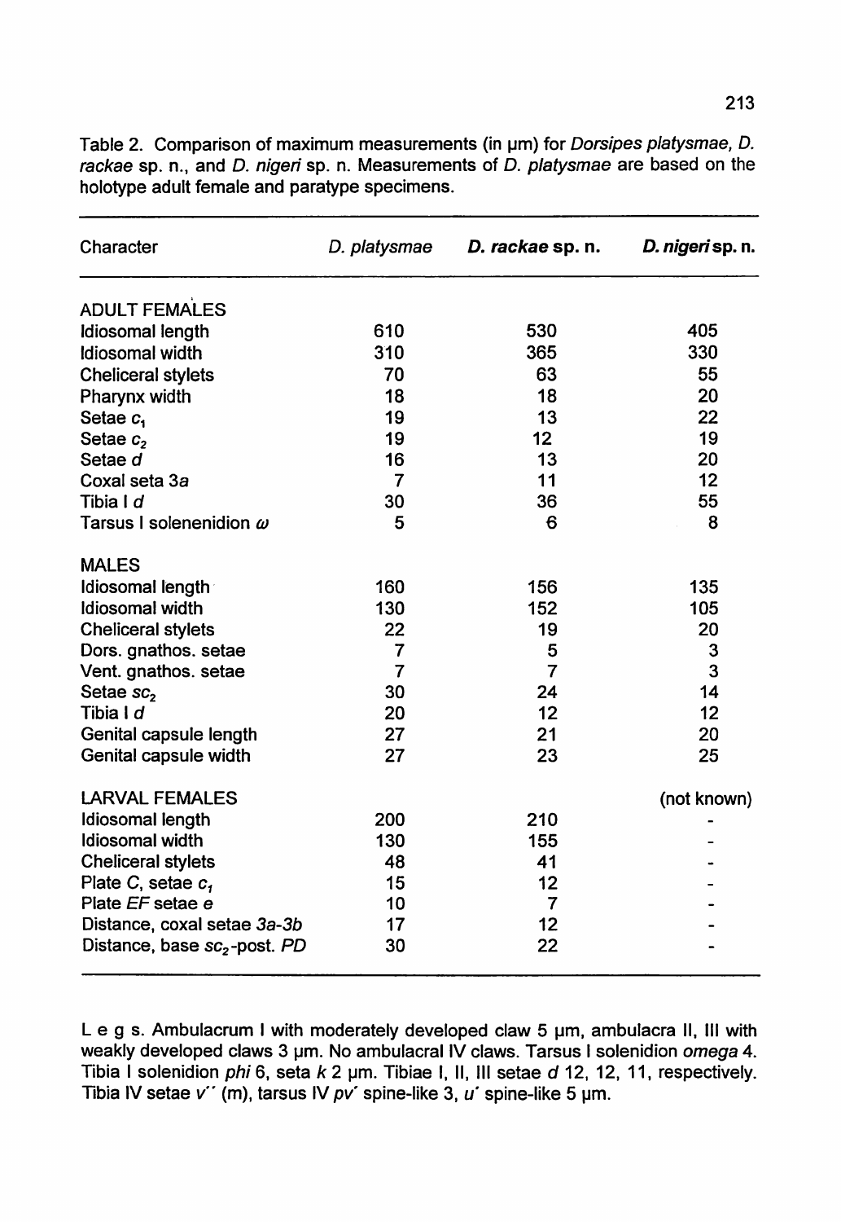Table 2. Comparison of maximum measurements (in µm) for *Dorsipes platysmae*, *D. rackae* sp. n., and *D. nigeri* sp. n. Measurements of *D. platysmae* are based on the holotype adult female and paratype specimens.

| Character | *D. platysmae* | ***D. rackae* sp. n.** | ***D. nigeri* sp. n.** |
|---|---|---|---|
| ADULT FEMALES | | | |
| Idiosomal length | 610 | 530 | 405 |
| Idiosomal width | 310 | 365 | 330 |
| Cheliceral stylets | 70 | 63 | 55 |
| Pharynx width | 18 | 18 | 20 |
| Setae $c_1$ | 19 | 13 | 22 |
| Setae $c_2$ | 19 | 12 | 19 |
| Setae *d* | 16 | 13 | 20 |
| Coxal seta 3*a* | 7 | 11 | 12 |
| Tibia I *d* | 30 | 36 | 55 |
| Tarsus I solenenidion $\omega$ | 5 | 6 | 8 |
| MALES | | | |
| Idiosomal length | 160 | 156 | 135 |
| Idiosomal width | 130 | 152 | 105 |
| Cheliceral stylets | 22 | 19 | 20 |
| Dors. gnathos. setae | 7 | 5 | 3 |
| Vent. gnathos. setae | 7 | 7 | 3 |
| Setae $sc_2$ | 30 | 24 | 14 |
| Tibia I *d* | 20 | 12 | 12 |
| Genital capsule length | 27 | 21 | 20 |
| Genital capsule width | 27 | 23 | 25 |
| LARVAL FEMALES | | | (not known) |
| Idiosomal length | 200 | 210 | - |
| Idiosomal width | 130 | 155 | - |
| Cheliceral stylets | 48 | 41 | - |
| Plate *C*, setae $c_1$ | 15 | 12 | - |
| Plate *EF* setae *e* | 10 | 7 | - |
| Distance, coxal setae 3*a*-3*b* | 17 | 12 | - |
| Distance, base $sc_2$-post. *PD* | 30 | 22 | - |

L e g s. Ambulacrum I with moderately developed claw 5 µm, ambulacra II, III with weakly developed claws 3 µm. No ambulacral IV claws. Tarsus I solenidion *omega* 4. Tibia I solenidion *phi* 6, seta *k* 2 µm. Tibiae I, II, III setae *d* 12, 12, 11, respectively. Tibia IV setae *v''* (m), tarsus IV *pv'* spine-like 3, *u'* spine-like 5 µm.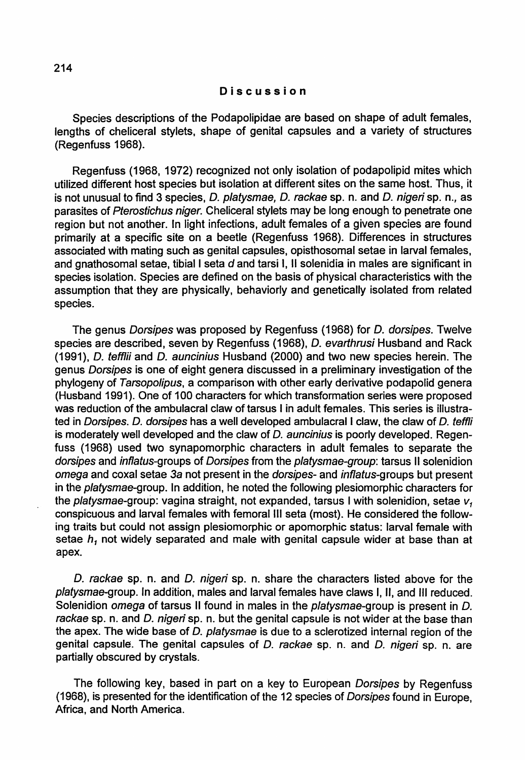## Discussion

Species descriptions of the Podapolipidae are based on shape of adult females, lengths of cheliceral stylets, shape of genital capsules and a variety of structures (Regenfuss 1968).

Regenfuss (1968, 1972) recognized not only isolation of podapolipid mites which utilized different host species but isolation at different sites on the same host. Thus, it is not unusual to find 3 species, *D. platysmae, D. rackae* sp. n. and *D. nigeri* sp. n., as parasites of *Pterostichus niger.* Cheliceral stylets may be long enough to penetrate one region but not another. In light infections, adult females of a given species are found primarily at a specific site on a beetle (Regenfuss 1968). Differences in structures associated with mating such as genital capsules, opisthosomal setae in larval females, and gnathosomal setae, tibial I seta *d* and tarsi I, II solenidia in males are significant in species isolation. Species are defined on the basis of physical characteristics with the assumption that they are physically, behaviorly and genetically isolated from related species.

The genus *Dorsipes* was proposed by Regenfuss (1968) for *D. dorsipes*. Twelve species are described, seven by Regenfuss (1968), *D. evarthrusi* Husband and Rack (1991), *D. tefflii* and *D. auncinius* Husband (2000) and two new species herein. The genus *Dorsipes* is one of eight genera discussed in a preliminary investigation of the phylogeny of *Tarsopolipus*, a comparison with other early derivative podapolid genera (Husband 1991). One of 100 characters for which transformation series were proposed was reduction of the ambulacral claw of tarsus I in adult females. This series is illustrated in *Dorsipes*. *D. dorsipes* has a well developed ambulacral I claw, the claw of *D. teffli* is moderately well developed and the claw of *D. auncinius* is poorly developed. Regenfuss (1968) used two synapomorphic characters in adult females to separate the *dorsipes* and *inflatus*-groups of *Dorsipes* from the *platysmae-group*: tarsus II solenidion *omega* and coxal setae *3a* not present in the *dorsipes*- and *inflatus*-groups but present in the *platysmae*-group. In addition, he noted the following plesiomorphic characters for the *platysmae*-group: vagina straight, not expanded, tarsus I with solenidion, setae $v_1$ conspicuous and larval females with femoral III seta (most). He considered the following traits but could not assign plesiomorphic or apomorphic status: larval female with setae $h_1$ not widely separated and male with genital capsule wider at base than at apex.

*D. rackae* sp. n. and *D. nigeri* sp. n. share the characters listed above for the *platysmae*-group. In addition, males and larval females have claws I, II, and III reduced. Solenidion *omega* of tarsus II found in males in the *platysmae*-group is present in *D. rackae* sp. n. and *D. nigeri* sp. n. but the genital capsule is not wider at the base than the apex. The wide base of *D. platysmae* is due to a sclerotized internal region of the genital capsule. The genital capsules of *D. rackae* sp. n. and *D. nigeri* sp. n. are partially obscured by crystals.

The following key, based in part on a key to European *Dorsipes* by Regenfuss (1968), is presented for the identification of the 12 species of *Dorsipes* found in Europe, Africa, and North America.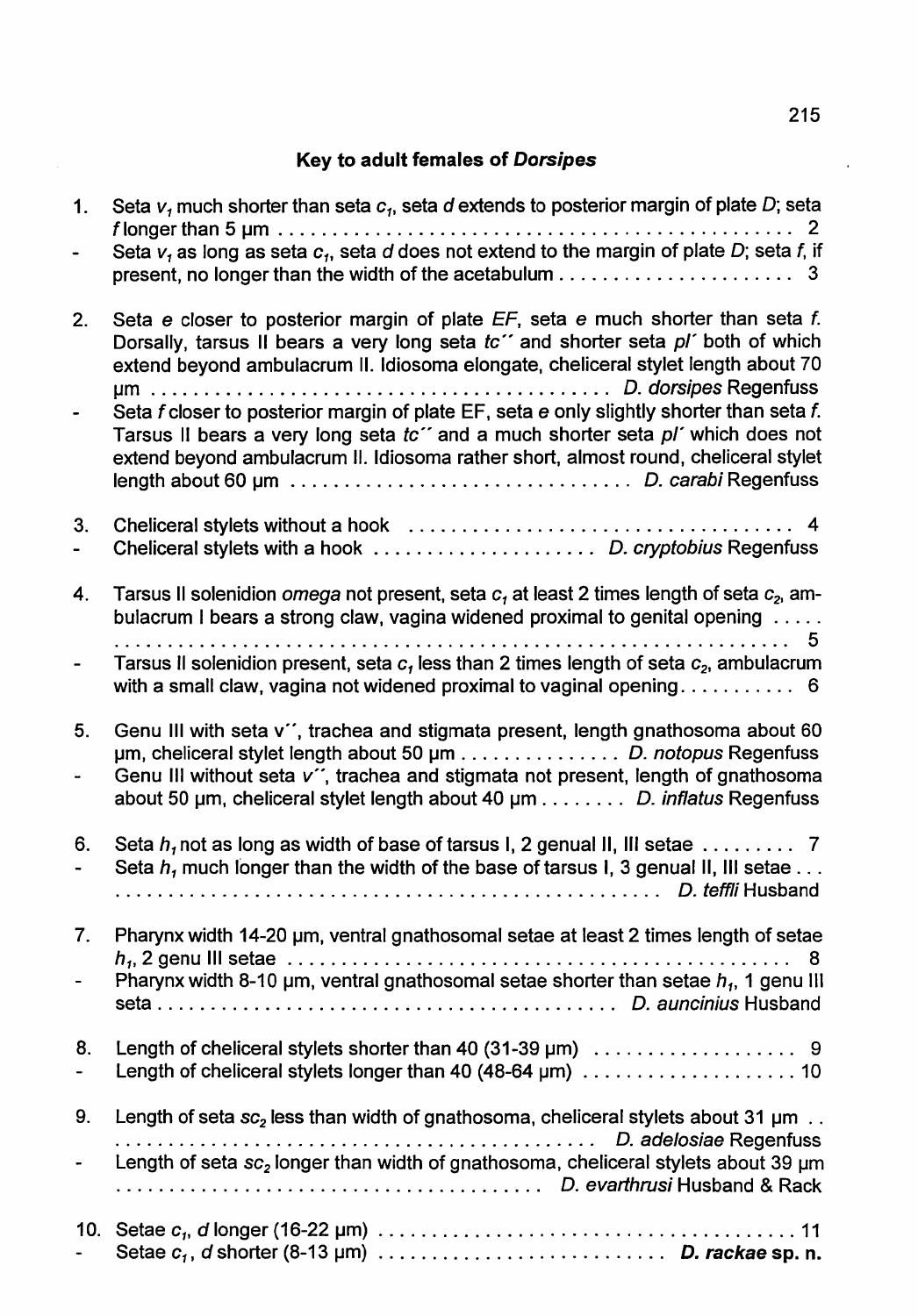## Key to adult females of *Dorsipes*

1. Seta $v_1$ much shorter than seta $c_1$, seta $d$ extends to posterior margin of plate $D$; seta $f$ longer than 5 µm . . . . . . . . . . . . . . . . . . . . . . . . . . . . . . . . . . . . . . . . . . . . . . 2
- Seta $v_1$ as long as seta $c_1$, seta $d$ does not extend to the margin of plate $D$; seta $f$, if present, no longer than the width of the acetabulum . . . . . . . . . . . . . . . . . . . . . . 3

2. Seta $e$ closer to posterior margin of plate $EF$, seta $e$ much shorter than seta $f$. Dorsally, tarsus II bears a very long seta $tc''$ and shorter seta $pl'$ both of which extend beyond ambulacrum II. Idiosoma elongate, cheliceral stylet length about 70 µm . . . . . . . . . . . . . . . . . . . . . . . . . . . . . . . . . . . . . . . . . . *D. dorsipes* Regenfuss
- Seta $f$ closer to posterior margin of plate EF, seta $e$ only slightly shorter than seta $f$. Tarsus II bears a very long seta $tc''$ and a much shorter seta $pl'$ which does not extend beyond ambulacrum II. Idiosoma rather short, almost round, cheliceral stylet length about 60 µm . . . . . . . . . . . . . . . . . . . . . . . . . . . . . . . . *D. carabi* Regenfuss

3. Cheliceral stylets without a hook . . . . . . . . . . . . . . . . . . . . . . . . . . . . . . . . . . . . 4
- Cheliceral stylets with a hook . . . . . . . . . . . . . . . . . . . . . *D. cryptobius* Regenfuss

4. Tarsus II solenidion *omega* not present, seta $c_1$ at least 2 times length of seta $c_2$, ambulacrum I bears a strong claw, vagina widened proximal to genital opening . . . . . . . . . . . . . . . . . . . . . . . . . . . . . . . . . . . . . . . . . . . . . . . . . . . . . . . . . . . . . . . . . . . . 5
- Tarsus II solenidion present, seta $c_1$ less than 2 times length of seta $c_2$, ambulacrum with a small claw, vagina not widened proximal to vaginal opening. . . . . . . . . . . 6

5. Genu III with seta $v''$, trachea and stigmata present, length gnathosoma about 60 µm, cheliceral stylet length about 50 µm . . . . . . . . . . . . . . . *D. notopus* Regenfuss
- Genu III without seta $v''$, trachea and stigmata not present, length of gnathosoma about 50 µm, cheliceral stylet length about 40 µm . . . . . . . . *D. inflatus* Regenfuss

6. Seta $h_1$ not as long as width of base of tarsus I, 2 genual II, III setae . . . . . . . . . 7
- Seta $h_1$ much longer than the width of the base of tarsus I, 3 genual II, III setae . . . . . . . . . . . . . . . . . . . . . . . . . . . . . . . . . . . . . . . . . . . . . . . . . . *D. teffli* Husband

7. Pharynx width 14-20 µm, ventral gnathosomal setae at least 2 times length of setae $h_1$, 2 genu III setae . . . . . . . . . . . . . . . . . . . . . . . . . . . . . . . . . . . . . . . . . . . . . . . . . 8
- Pharynx width 8-10 µm, ventral gnathosomal setae shorter than setae $h_1$, 1 genu III seta . . . . . . . . . . . . . . . . . . . . . . . . . . . . . . . . . . . . . . . . . . *D. auncinius* Husband

8. Length of cheliceral stylets shorter than 40 (31-39 µm) . . . . . . . . . . . . . . . . . . . 9
- Length of cheliceral stylets longer than 40 (48-64 µm) . . . . . . . . . . . . . . . . . . . . 10

9. Length of seta $sc_2$ less than width of gnathosoma, cheliceral stylets about 31 µm . . . . . . . . . . . . . . . . . . . . . . . . . . . . . . . . . . . . . . . . . . . . . . . *D. adelosiae* Regenfuss
- Length of seta $sc_2$ longer than width of gnathosoma, cheliceral stylets about 39 µm . . . . . . . . . . . . . . . . . . . . . . . . . . . . . . . . . . . . . . . *D. evarthrusi* Husband & Rack

10. Setae $c_1$, $d$ longer (16-22 µm) . . . . . . . . . . . . . . . . . . . . . . . . . . . . . . . . . . . . . . 11
- Setae $c_1$, $d$ shorter (8-13 µm) . . . . . . . . . . . . . . . . . . . . . . . . . . . **D. rackae sp. n.**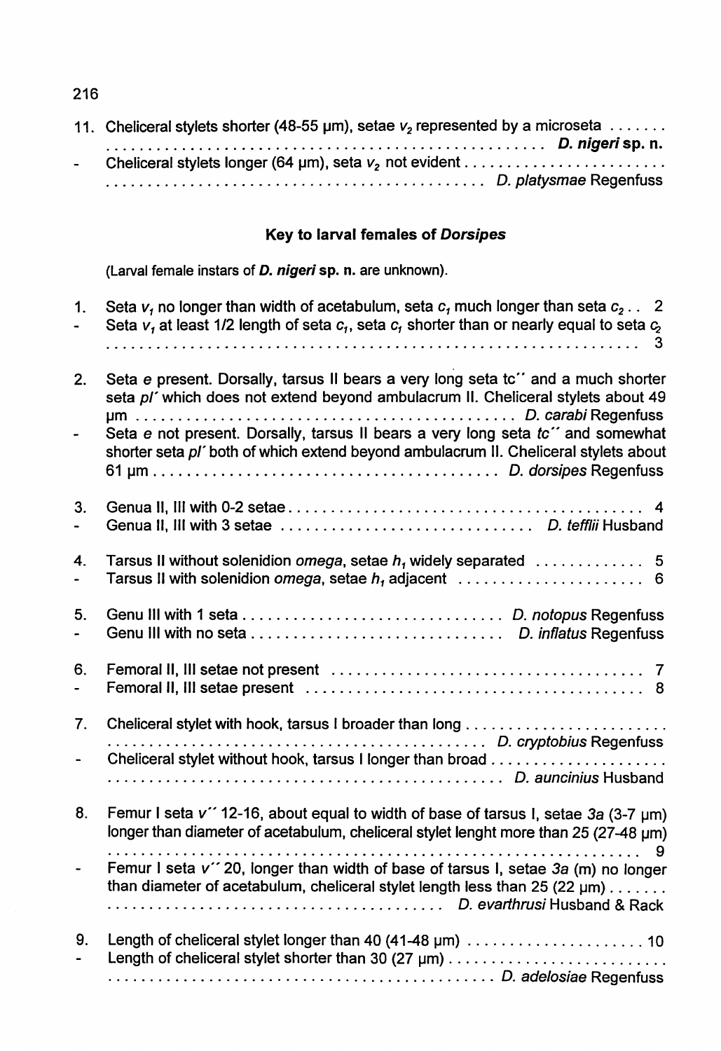11. Cheliceral stylets shorter (48-55 μm), setae $v_2$ represented by a microseta ....... .................................................... ***D. nigeri* sp. n.**
- Cheliceral stylets longer (64 μm), seta $v_2$ not evident ......................... ........................................... *D. platysmae* Regenfuss

### Key to larval females of *Dorsipes*

(Larval female instars of ***D. nigeri* sp. n.** are unknown).

1. Seta $v_1$ no longer than width of acetabulum, seta $c_1$ much longer than seta $c_2$ .. 2
- Seta $v_1$ at least 1/2 length of seta $c_1$, seta $c_1$ shorter than or nearly equal to seta $c_2$ ........................................................... 3

2. Seta *e* present. Dorsally, tarsus II bears a very long seta tc'' and a much shorter seta *pl'* which does not extend beyond ambulacrum II. Cheliceral stylets about 49 μm ........................................... *D. carabi* Regenfuss
- Seta *e* not present. Dorsally, tarsus II bears a very long seta *tc''* and somewhat shorter seta *pl'* both of which extend beyond ambulacrum II. Cheliceral stylets about 61 μm ......................................... *D. dorsipes* Regenfuss

3. Genua II, III with 0-2 setae .......................................... 4
- Genua II, III with 3 setae ............................. *D. tefflii* Husband

4. Tarsus II without solenidion *omega*, setae $h_1$ widely separated ............ 5
- Tarsus II with solenidion *omega*, setae $h_1$ adjacent ..................... 6

5. Genu III with 1 seta ............................... *D. notopus* Regenfuss
- Genu III with no seta .............................. *D. inflatus* Regenfuss

6. Femoral II, III setae not present ..................................... 7
- Femoral II, III setae present ........................................ 8

7. Cheliceral stylet with hook, tarsus I broader than long ........................ ............................................. *D. cryptobius* Regenfuss
- Cheliceral stylet without hook, tarsus I longer than broad ..................... ............................................... *D. auncinius* Husband

8. Femur I seta *v''* 12-16, about equal to width of base of tarsus I, setae *3a* (3-7 μm) longer than diameter of acetabulum, cheliceral stylet lenght more than 25 (27-48 μm) ........................................................... 9
- Femur I seta *v''* 20, longer than width of base of tarsus I, setae *3a* (m) no longer than diameter of acetabulum, cheliceral stylet length less than 25 (22 μm) ....... ...................................... *D. evarthrusi* Husband & Rack

9. Length of cheliceral stylet longer than 40 (41-48 μm) ..................... 10
- Length of cheliceral stylet shorter than 30 (27 μm) ......................... ............................................. *D. adelosiae* Regenfuss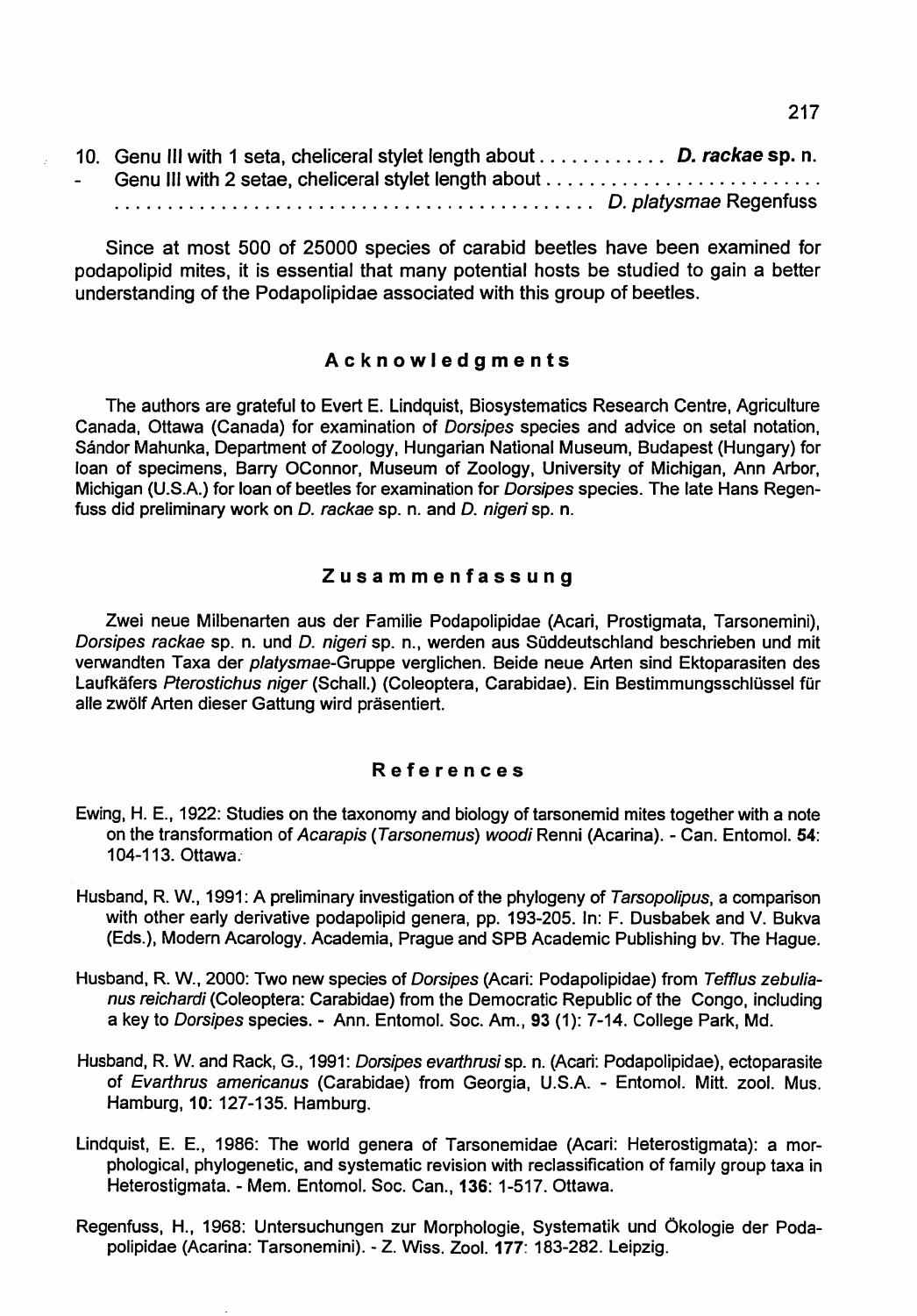10. Genu III with 1 seta, cheliceral stylet length about ............ ***D. rackae* sp. n.**
- Genu III with 2 setae, cheliceral stylet length about .......................... ........................................... *D. platysmae* Regenfuss

Since at most 500 of 25000 species of carabid beetles have been examined for podapolipid mites, it is essential that many potential hosts be studied to gain a better understanding of the Podapolipidae associated with this group of beetles.

## Acknowledgments

The authors are grateful to Evert E. Lindquist, Biosystematics Research Centre, Agriculture Canada, Ottawa (Canada) for examination of *Dorsipes* species and advice on setal notation, Sándor Mahunka, Department of Zoology, Hungarian National Museum, Budapest (Hungary) for loan of specimens, Barry OConnor, Museum of Zoology, University of Michigan, Ann Arbor, Michigan (U.S.A.) for loan of beetles for examination for *Dorsipes* species. The late Hans Regenfuss did preliminary work on *D. rackae* sp. n. and *D. nigeri* sp. n.

## Zusammenfassung

Zwei neue Milbenarten aus der Familie Podapolipidae (Acari, Prostigmata, Tarsonemini), *Dorsipes rackae* sp. n. und *D. nigeri* sp. n., werden aus Süddeutschland beschrieben und mit verwandten Taxa der *platysmae*-Gruppe verglichen. Beide neue Arten sind Ektoparasiten des Laufkäfers *Pterostichus niger* (Schall.) (Coleoptera, Carabidae). Ein Bestimmungsschlüssel für alle zwölf Arten dieser Gattung wird präsentiert.

## References

Ewing, H. E., 1922: Studies on the taxonomy and biology of tarsonemid mites together with a note on the transformation of *Acarapis* (*Tarsonemus*) *woodi* Renni (Acarina). - Can. Entomol. **54**: 104-113. Ottawa.

Husband, R. W., 1991: A preliminary investigation of the phylogeny of *Tarsopolipus*, a comparison with other early derivative podapolipid genera, pp. 193-205. In: F. Dusbabek and V. Bukva (Eds.), Modern Acarology. Academia, Prague and SPB Academic Publishing bv. The Hague.

Husband, R. W., 2000: Two new species of *Dorsipes* (Acari: Podapolipidae) from *Tefflus zebulianus reichardi* (Coleoptera: Carabidae) from the Democratic Republic of the Congo, including a key to *Dorsipes* species. - Ann. Entomol. Soc. Am., **93** (1): 7-14. College Park, Md.

Husband, R. W. and Rack, G., 1991: *Dorsipes evarthrusi* sp. n. (Acari: Podapolipidae), ectoparasite of *Evarthrus americanus* (Carabidae) from Georgia, U.S.A. - Entomol. Mitt. zool. Mus. Hamburg, **10**: 127-135. Hamburg.

Lindquist, E. E., 1986: The world genera of Tarsonemidae (Acari: Heterostigmata): a morphological, phylogenetic, and systematic revision with reclassification of family group taxa in Heterostigmata. - Mem. Entomol. Soc. Can., **136**: 1-517. Ottawa.

Regenfuss, H., 1968: Untersuchungen zur Morphologie, Systematik und Ökologie der Podapolipidae (Acarina: Tarsonemini). - Z. Wiss. Zool. **177**: 183-282. Leipzig.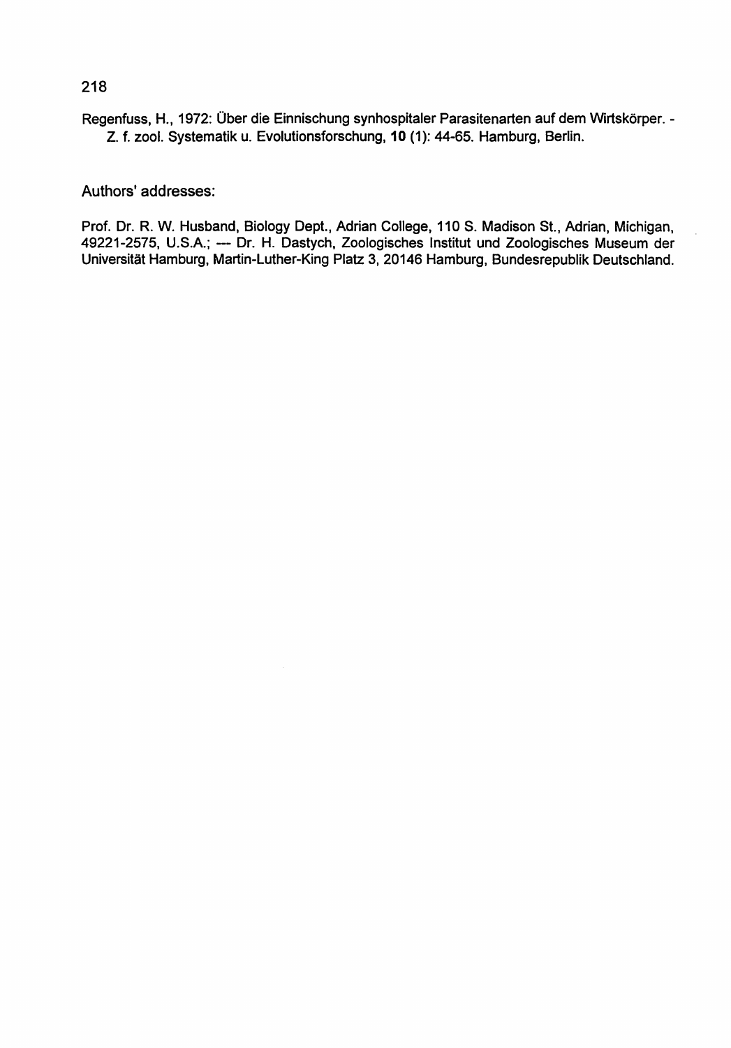Regenfuss, H., 1972: Über die Einnischung synhospitaler Parasitenarten auf dem Wirtskörper. - Z. f. zool. Systematik u. Evolutionsforschung, **10** (1): 44-65. Hamburg, Berlin.

## Authors' addresses:

Prof. Dr. R. W. Husband, Biology Dept., Adrian College, 110 S. Madison St., Adrian, Michigan, 49221-2575, U.S.A.; --- Dr. H. Dastych, Zoologisches Institut und Zoologisches Museum der Universität Hamburg, Martin-Luther-King Platz 3, 20146 Hamburg, Bundesrepublik Deutschland.